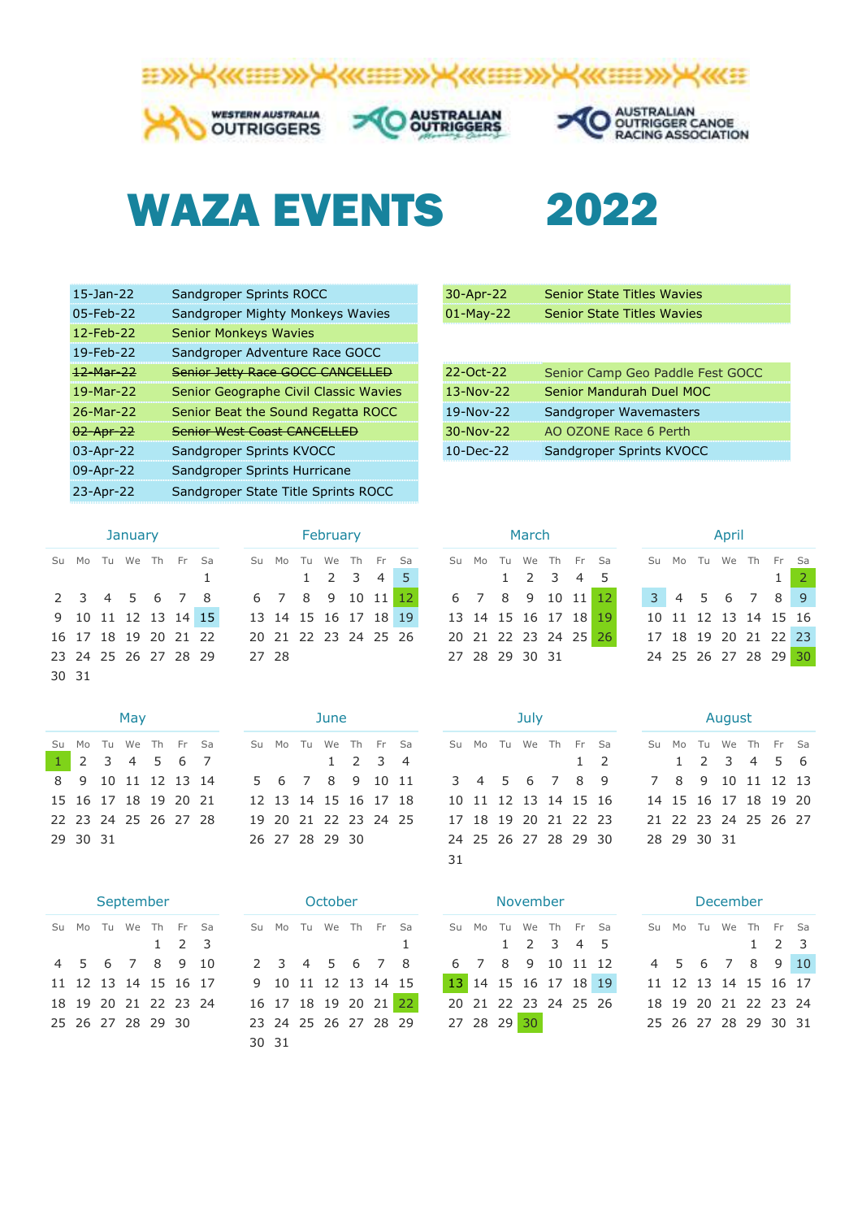WESTERN AUSTRALIA OUTRIGGERS

AUSTRALIAN OUTRIGGERS

AUSTRALIAN OUTRIGGER CANOE RACING ASSOCIATION

# WAZA EVENTS 2022

| Date | Event |
|---|---|
| 15-Jan-22 | Sandgroper Sprints ROCC |
| 05-Feb-22 | Sandgroper Mighty Monkeys Wavies |
| 12-Feb-22 | Senior Monkeys Wavies |
| 19-Feb-22 | Sandgroper Adventure Race GOCC |
| ~~12-Mar-22~~ | ~~Senior Jetty Race GOCC CANCELLED~~ |
| 19-Mar-22 | Senior Geographe Civil Classic Wavies |
| 26-Mar-22 | Senior Beat the Sound Regatta ROCC |
| ~~02-Apr-22~~ | ~~Senior West Coast CANCELLED~~ |
| 03-Apr-22 | Sandgroper Sprints KVOCC |
| 09-Apr-22 | Sandgroper Sprints Hurricane |
| 23-Apr-22 | Sandgroper State Title Sprints ROCC |
| 30-Apr-22 | Senior State Titles Wavies |
| 01-May-22 | Senior State Titles Wavies |
| 22-Oct-22 | Senior Camp Geo Paddle Fest GOCC |
| 13-Nov-22 | Senior Mandurah Duel MOC |
| 19-Nov-22 | Sandgroper Wavemasters |
| 30-Nov-22 | AO OZONE Race 6 Perth |
| 10-Dec-22 | Sandgroper Sprints KVOCC |

### January

| Su | Mo | Tu | We | Th | Fr | Sa |
|---|---|---|---|---|---|---|
| | | | | | | 1 |
| 2 | 3 | 4 | 5 | 6 | 7 | 8 |
| 9 | 10 | 11 | 12 | 13 | 14 | 15 |
| 16 | 17 | 18 | 19 | 20 | 21 | 22 |
| 23 | 24 | 25 | 26 | 27 | 28 | 29 |
| 30 | 31 | | | | | |

### February

| Su | Mo | Tu | We | Th | Fr | Sa |
|---|---|---|---|---|---|---|
| | | 1 | 2 | 3 | 4 | 5 |
| 6 | 7 | 8 | 9 | 10 | 11 | 12 |
| 13 | 14 | 15 | 16 | 17 | 18 | 19 |
| 20 | 21 | 22 | 23 | 24 | 25 | 26 |
| 27 | 28 | | | | | |

### March

| Su | Mo | Tu | We | Th | Fr | Sa |
|---|---|---|---|---|---|---|
| | | 1 | 2 | 3 | 4 | 5 |
| 6 | 7 | 8 | 9 | 10 | 11 | 12 |
| 13 | 14 | 15 | 16 | 17 | 18 | 19 |
| 20 | 21 | 22 | 23 | 24 | 25 | 26 |
| 27 | 28 | 29 | 30 | 31 | | |

### April

| Su | Mo | Tu | We | Th | Fr | Sa |
|---|---|---|---|---|---|---|
| | | | | | 1 | 2 |
| 3 | 4 | 5 | 6 | 7 | 8 | 9 |
| 10 | 11 | 12 | 13 | 14 | 15 | 16 |
| 17 | 18 | 19 | 20 | 21 | 22 | 23 |
| 24 | 25 | 26 | 27 | 28 | 29 | 30 |

### May

| Su | Mo | Tu | We | Th | Fr | Sa |
|---|---|---|---|---|---|---|
| 1 | 2 | 3 | 4 | 5 | 6 | 7 |
| 8 | 9 | 10 | 11 | 12 | 13 | 14 |
| 15 | 16 | 17 | 18 | 19 | 20 | 21 |
| 22 | 23 | 24 | 25 | 26 | 27 | 28 |
| 29 | 30 | 31 | | | | |

### June

| Su | Mo | Tu | We | Th | Fr | Sa |
|---|---|---|---|---|---|---|
| | | | 1 | 2 | 3 | 4 |
| 5 | 6 | 7 | 8 | 9 | 10 | 11 |
| 12 | 13 | 14 | 15 | 16 | 17 | 18 |
| 19 | 20 | 21 | 22 | 23 | 24 | 25 |
| 26 | 27 | 28 | 29 | 30 | | |

### July

| Su | Mo | Tu | We | Th | Fr | Sa |
|---|---|---|---|---|---|---|
| | | | | | 1 | 2 |
| 3 | 4 | 5 | 6 | 7 | 8 | 9 |
| 10 | 11 | 12 | 13 | 14 | 15 | 16 |
| 17 | 18 | 19 | 20 | 21 | 22 | 23 |
| 24 | 25 | 26 | 27 | 28 | 29 | 30 |
| 31 | | | | | | |

### August

| Su | Mo | Tu | We | Th | Fr | Sa |
|---|---|---|---|---|---|---|
| | 1 | 2 | 3 | 4 | 5 | 6 |
| 7 | 8 | 9 | 10 | 11 | 12 | 13 |
| 14 | 15 | 16 | 17 | 18 | 19 | 20 |
| 21 | 22 | 23 | 24 | 25 | 26 | 27 |
| 28 | 29 | 30 | 31 | | | |

### September

| Su | Mo | Tu | We | Th | Fr | Sa |
|---|---|---|---|---|---|---|
| | | | | 1 | 2 | 3 |
| 4 | 5 | 6 | 7 | 8 | 9 | 10 |
| 11 | 12 | 13 | 14 | 15 | 16 | 17 |
| 18 | 19 | 20 | 21 | 22 | 23 | 24 |
| 25 | 26 | 27 | 28 | 29 | 30 | |

### October

| Su | Mo | Tu | We | Th | Fr | Sa |
|---|---|---|---|---|---|---|
| | | | | | | 1 |
| 2 | 3 | 4 | 5 | 6 | 7 | 8 |
| 9 | 10 | 11 | 12 | 13 | 14 | 15 |
| 16 | 17 | 18 | 19 | 20 | 21 | 22 |
| 23 | 24 | 25 | 26 | 27 | 28 | 29 |
| 30 | 31 | | | | | |

### November

| Su | Mo | Tu | We | Th | Fr | Sa |
|---|---|---|---|---|---|---|
| | | 1 | 2 | 3 | 4 | 5 |
| 6 | 7 | 8 | 9 | 10 | 11 | 12 |
| 13 | 14 | 15 | 16 | 17 | 18 | 19 |
| 20 | 21 | 22 | 23 | 24 | 25 | 26 |
| 27 | 28 | 29 | 30 | | | |

### December

| Su | Mo | Tu | We | Th | Fr | Sa |
|---|---|---|---|---|---|---|
| | | | | 1 | 2 | 3 |
| 4 | 5 | 6 | 7 | 8 | 9 | 10 |
| 11 | 12 | 13 | 14 | 15 | 16 | 17 |
| 18 | 19 | 20 | 21 | 22 | 23 | 24 |
| 25 | 26 | 27 | 28 | 29 | 30 | 31 |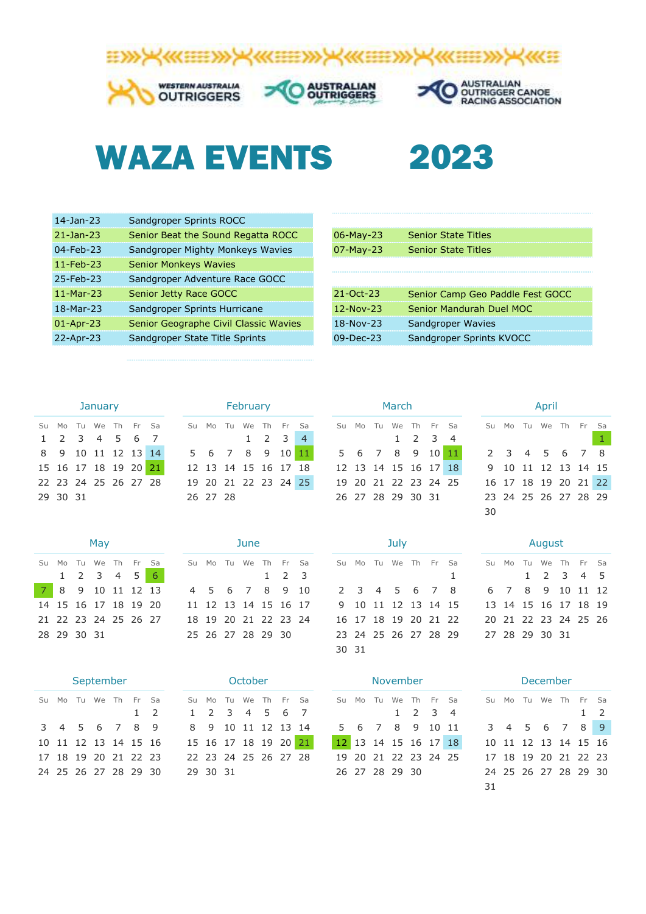WESTERN AUSTRALIA OUTRIGGERS

AUSTRALIAN OUTRIGGERS

AUSTRALIAN OUTRIGGER CANOE RACING ASSOCIATION

# WAZA EVENTS 2023

| | |
|---|---|
| 14-Jan-23 | Sandgroper Sprints ROCC |
| 21-Jan-23 | Senior Beat the Sound Regatta ROCC |
| 04-Feb-23 | Sandgroper Mighty Monkeys Wavies |
| 11-Feb-23 | Senior Monkeys Wavies |
| 25-Feb-23 | Sandgroper Adventure Race GOCC |
| 11-Mar-23 | Senior Jetty Race GOCC |
| 18-Mar-23 | Sandgroper Sprints Hurricane |
| 01-Apr-23 | Senior Geographe Civil Classic Wavies |
| 22-Apr-23 | Sandgroper State Title Sprints |
| 06-May-23 | Senior State Titles |
| 07-May-23 | Senior State Titles |
| 21-Oct-23 | Senior Camp Geo Paddle Fest GOCC |
| 12-Nov-23 | Senior Mandurah Duel MOC |
| 18-Nov-23 | Sandgroper Wavies |
| 09-Dec-23 | Sandgroper Sprints KVOCC |

### January

| Su | Mo | Tu | We | Th | Fr | Sa |
|---|---|---|---|---|---|---|
| 1 | 2 | 3 | 4 | 5 | 6 | 7 |
| 8 | 9 | 10 | 11 | 12 | 13 | 14 |
| 15 | 16 | 17 | 18 | 19 | 20 | 21 |
| 22 | 23 | 24 | 25 | 26 | 27 | 28 |
| 29 | 30 | 31 | | | | |

### February

| Su | Mo | Tu | We | Th | Fr | Sa |
|---|---|---|---|---|---|---|
| | | | 1 | 2 | 3 | 4 |
| 5 | 6 | 7 | 8 | 9 | 10 | 11 |
| 12 | 13 | 14 | 15 | 16 | 17 | 18 |
| 19 | 20 | 21 | 22 | 23 | 24 | 25 |
| 26 | 27 | 28 | | | | |

### March

| Su | Mo | Tu | We | Th | Fr | Sa |
|---|---|---|---|---|---|---|
| | | | 1 | 2 | 3 | 4 |
| 5 | 6 | 7 | 8 | 9 | 10 | 11 |
| 12 | 13 | 14 | 15 | 16 | 17 | 18 |
| 19 | 20 | 21 | 22 | 23 | 24 | 25 |
| 26 | 27 | 28 | 29 | 30 | 31 | |

### April

| Su | Mo | Tu | We | Th | Fr | Sa |
|---|---|---|---|---|---|---|
| | | | | | | 1 |
| 2 | 3 | 4 | 5 | 6 | 7 | 8 |
| 9 | 10 | 11 | 12 | 13 | 14 | 15 |
| 16 | 17 | 18 | 19 | 20 | 21 | 22 |
| 23 | 24 | 25 | 26 | 27 | 28 | 29 |
| 30 | | | | | | |

### May

| Su | Mo | Tu | We | Th | Fr | Sa |
|---|---|---|---|---|---|---|
| | 1 | 2 | 3 | 4 | 5 | 6 |
| 7 | 8 | 9 | 10 | 11 | 12 | 13 |
| 14 | 15 | 16 | 17 | 18 | 19 | 20 |
| 21 | 22 | 23 | 24 | 25 | 26 | 27 |
| 28 | 29 | 30 | 31 | | | |

### June

| Su | Mo | Tu | We | Th | Fr | Sa |
|---|---|---|---|---|---|---|
| | | | | 1 | 2 | 3 |
| 4 | 5 | 6 | 7 | 8 | 9 | 10 |
| 11 | 12 | 13 | 14 | 15 | 16 | 17 |
| 18 | 19 | 20 | 21 | 22 | 23 | 24 |
| 25 | 26 | 27 | 28 | 29 | 30 | |

### July

| Su | Mo | Tu | We | Th | Fr | Sa |
|---|---|---|---|---|---|---|
| | | | | | | 1 |
| 2 | 3 | 4 | 5 | 6 | 7 | 8 |
| 9 | 10 | 11 | 12 | 13 | 14 | 15 |
| 16 | 17 | 18 | 19 | 20 | 21 | 22 |
| 23 | 24 | 25 | 26 | 27 | 28 | 29 |
| 30 | 31 | | | | | |

### August

| Su | Mo | Tu | We | Th | Fr | Sa |
|---|---|---|---|---|---|---|
| | | 1 | 2 | 3 | 4 | 5 |
| 6 | 7 | 8 | 9 | 10 | 11 | 12 |
| 13 | 14 | 15 | 16 | 17 | 18 | 19 |
| 20 | 21 | 22 | 23 | 24 | 25 | 26 |
| 27 | 28 | 29 | 30 | 31 | | |

### September

| Su | Mo | Tu | We | Th | Fr | Sa |
|---|---|---|---|---|---|---|
| | | | | | 1 | 2 |
| 3 | 4 | 5 | 6 | 7 | 8 | 9 |
| 10 | 11 | 12 | 13 | 14 | 15 | 16 |
| 17 | 18 | 19 | 20 | 21 | 22 | 23 |
| 24 | 25 | 26 | 27 | 28 | 29 | 30 |

### October

| Su | Mo | Tu | We | Th | Fr | Sa |
|---|---|---|---|---|---|---|
| 1 | 2 | 3 | 4 | 5 | 6 | 7 |
| 8 | 9 | 10 | 11 | 12 | 13 | 14 |
| 15 | 16 | 17 | 18 | 19 | 20 | 21 |
| 22 | 23 | 24 | 25 | 26 | 27 | 28 |
| 29 | 30 | 31 | | | | |

### November

| Su | Mo | Tu | We | Th | Fr | Sa |
|---|---|---|---|---|---|---|
| | | | 1 | 2 | 3 | 4 |
| 5 | 6 | 7 | 8 | 9 | 10 | 11 |
| 12 | 13 | 14 | 15 | 16 | 17 | 18 |
| 19 | 20 | 21 | 22 | 23 | 24 | 25 |
| 26 | 27 | 28 | 29 | 30 | | |

### December

| Su | Mo | Tu | We | Th | Fr | Sa |
|---|---|---|---|---|---|---|
| | | | | | 1 | 2 |
| 3 | 4 | 5 | 6 | 7 | 8 | 9 |
| 10 | 11 | 12 | 13 | 14 | 15 | 16 |
| 17 | 18 | 19 | 20 | 21 | 22 | 23 |
| 24 | 25 | 26 | 27 | 28 | 29 | 30 |
| 31 | | | | | | |